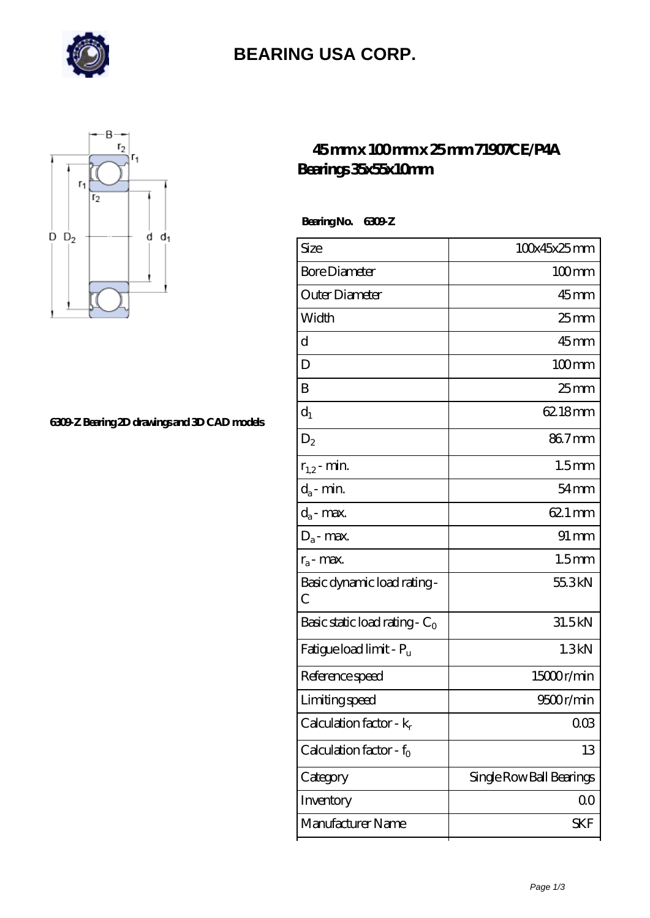# BEARING USA CORP.

## 45 mm x 100 mm x 25 mm 71907CE/P4A Bearings 35x55x10mm

6309-Z Bearing 2D drawings and 3D CAD models

**Bearing No. 6309-Z**

| | |
|---|---|
| Size | 100x45x25 mm |
| Bore Diameter | 100 mm |
| Outer Diameter | 45 mm |
| Width | 25 mm |
| d | 45 mm |
| D | 100 mm |
| B | 25 mm |
| $d_1$ | 62.18 mm |
| $D_2$ | 86.7 mm |
| $r_{1,2}$ - min. | 1.5 mm |
| $d_a$ - min. | 54 mm |
| $d_a$ - max. | 62.1 mm |
| $D_a$ - max. | 91 mm |
| $r_a$ - max. | 1.5 mm |
| Basic dynamic load rating - C | 55.3 kN |
| Basic static load rating - $C_0$ | 31.5 kN |
| Fatigue load limit - $P_u$ | 1.3 kN |
| Reference speed | 15000 r/min |
| Limiting speed | 9500 r/min |
| Calculation factor - $k_r$ | 0.03 |
| Calculation factor - $f_0$ | 13 |
| Category | Single Row Ball Bearings |
| Inventory | 0.0 |
| Manufacturer Name | SKF |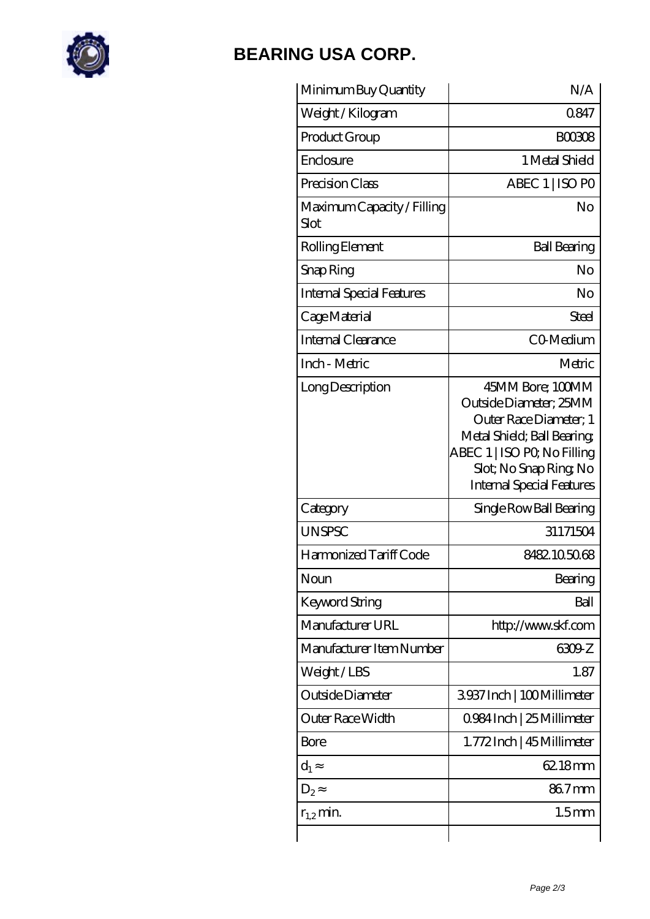# BEARING USA CORP.

| | |
|---|---|
| Minimum Buy Quantity | N/A |
| Weight / Kilogram | 0.847 |
| Product Group | B00308 |
| Enclosure | 1 Metal Shield |
| Precision Class | ABEC 1 \| ISO P0 |
| Maximum Capacity / Filling Slot | No |
| Rolling Element | Ball Bearing |
| Snap Ring | No |
| Internal Special Features | No |
| Cage Material | Steel |
| Internal Clearance | C0-Medium |
| Inch - Metric | Metric |
| Long Description | 45MM Bore; 100MM Outside Diameter; 25MM Outer Race Diameter; 1 Metal Shield; Ball Bearing; ABEC 1 \| ISO P0; No Filling Slot; No Snap Ring; No Internal Special Features |
| Category | Single Row Ball Bearing |
| UNSPSC | 31171504 |
| Harmonized Tariff Code | 8482.10.50.68 |
| Noun | Bearing |
| Keyword String | Ball |
| Manufacturer URL | http://www.skf.com |
| Manufacturer Item Number | 6309-Z |
| Weight / LBS | 1.87 |
| Outside Diameter | 3.937 Inch \| 100 Millimeter |
| Outer Race Width | 0.984 Inch \| 25 Millimeter |
| Bore | 1.772 Inch \| 45 Millimeter |
| $d_1 \approx$ | 62.18 mm |
| $D_2 \approx$ | 86.7 mm |
| $r_{1,2}$ min. | 1.5 mm |
| | |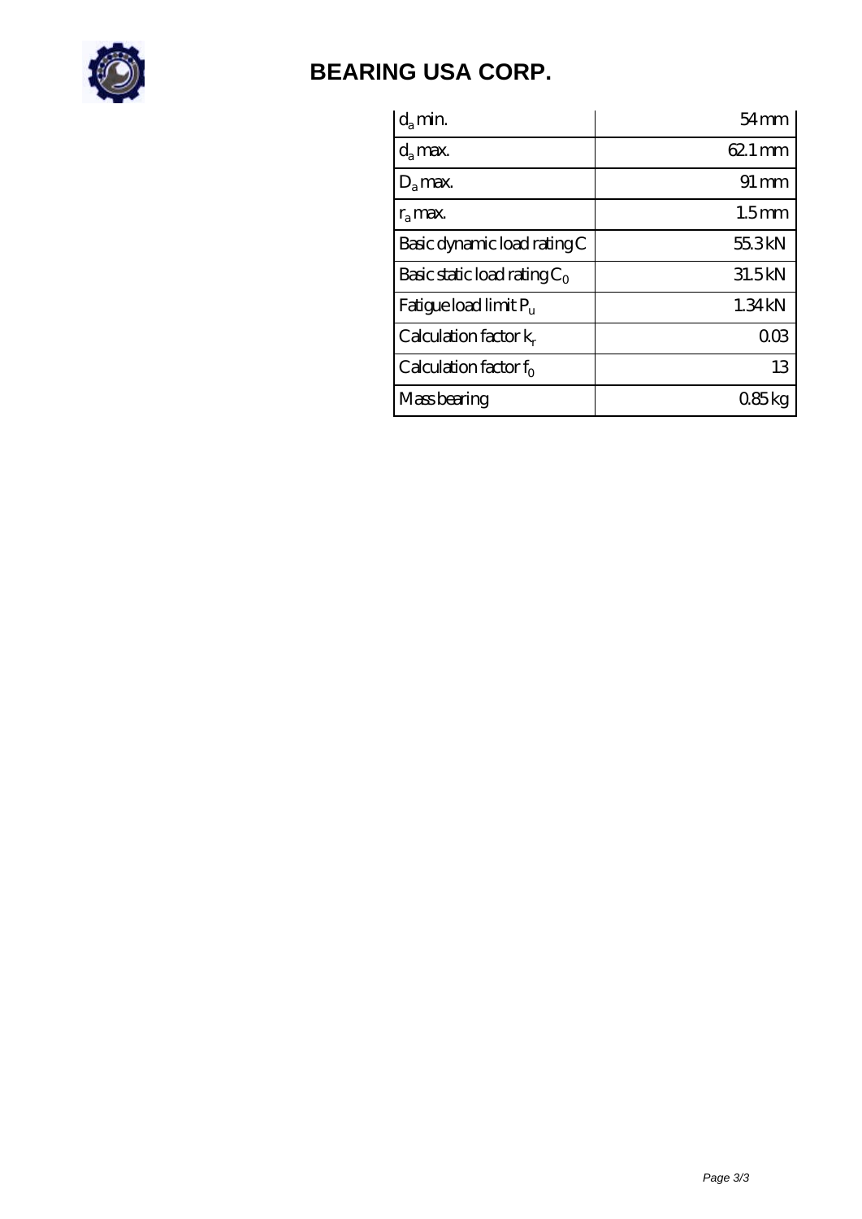| | |
|---|---|
| $d_a$ min. | 54 mm |
| $d_a$ max. | 62.1 mm |
| $D_a$ max. | 91 mm |
| $r_a$ max. | 1.5 mm |
| Basic dynamic load rating C | 55.3 kN |
| Basic static load rating $C_0$ | 31.5 kN |
| Fatigue load limit $P_u$ | 1.34 kN |
| Calculation factor $k_r$ | 0.03 |
| Calculation factor $f_0$ | 13 |
| Mass bearing | 0.85 kg |